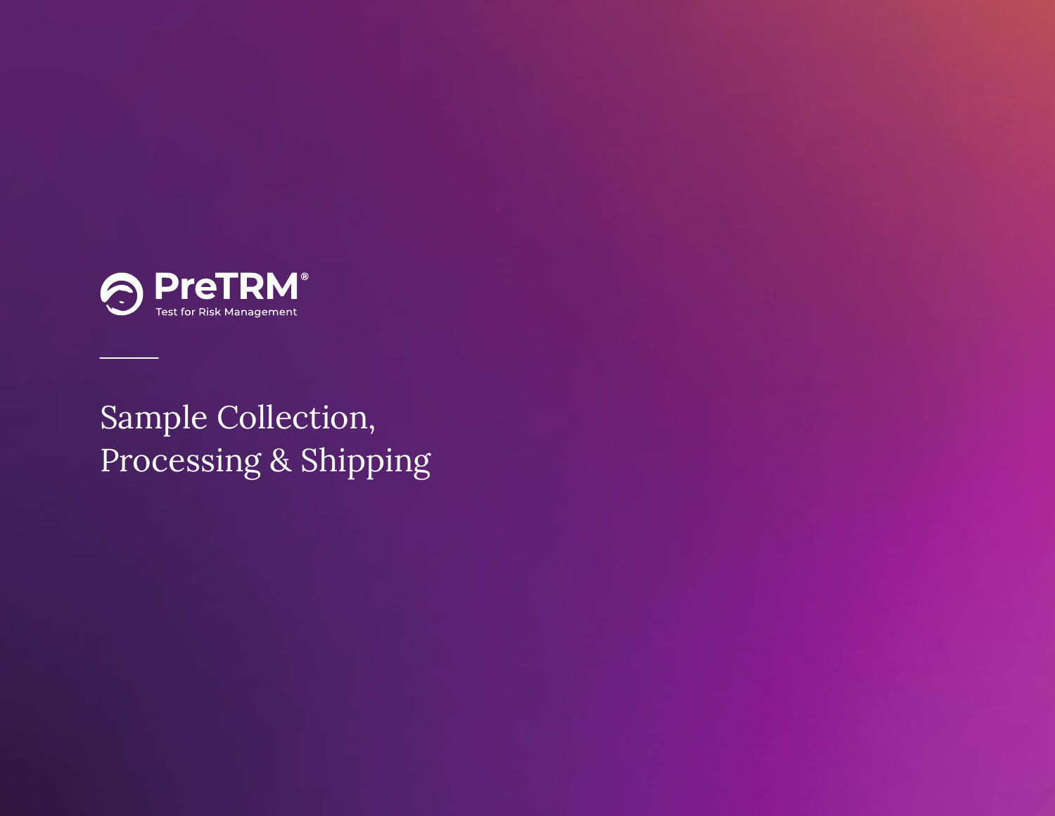PreTRM®

Test for Risk Management

# Sample Collection, Processing & Shipping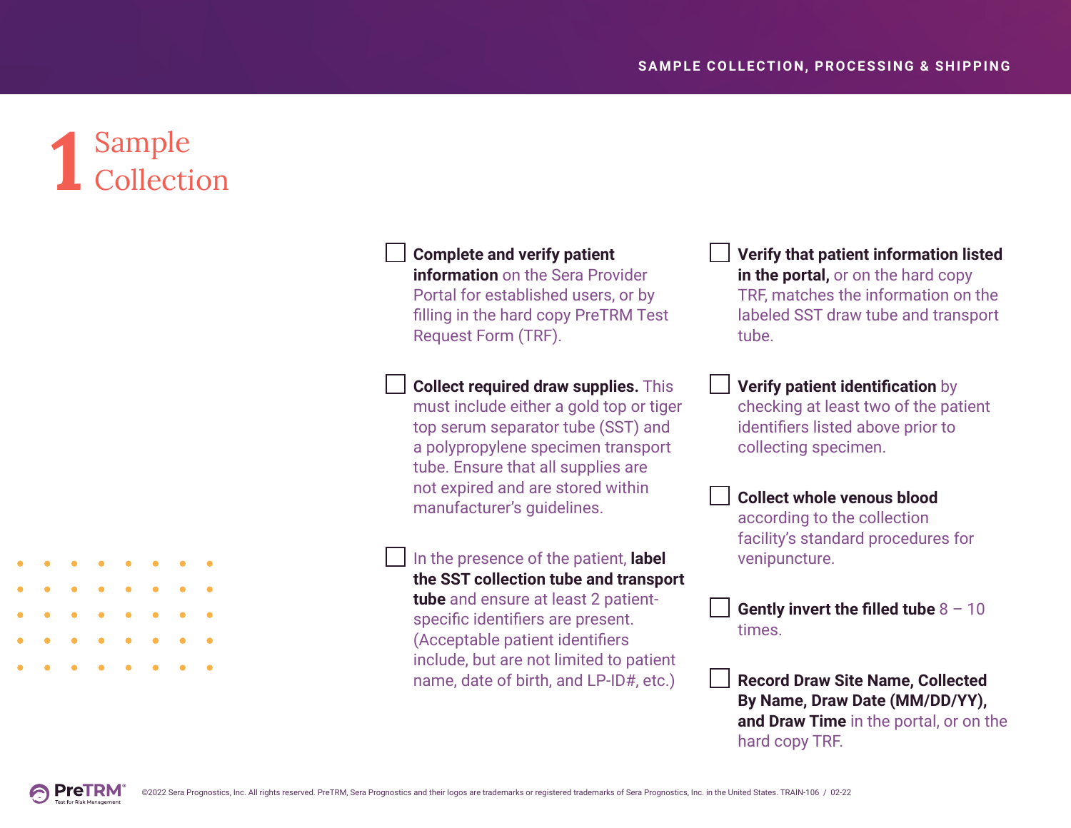# 1 Sample Collection

- [ ] **Complete and verify patient information** on the Sera Provider Portal for established users, or by filling in the hard copy PreTRM Test Request Form (TRF).
- [ ] **Collect required draw supplies.** This must include either a gold top or tiger top serum separator tube (SST) and a polypropylene specimen transport tube. Ensure that all supplies are not expired and are stored within manufacturer's guidelines.
- [ ] In the presence of the patient, **label the SST collection tube and transport tube** and ensure at least 2 patient-specific identifiers are present. (Acceptable patient identifiers include, but are not limited to patient name, date of birth, and LP-ID#, etc.)
- [ ] **Verify that patient information listed in the portal,** or on the hard copy TRF, matches the information on the labeled SST draw tube and transport tube.
- [ ] **Verify patient identification** by checking at least two of the patient identifiers listed above prior to collecting specimen.
- [ ] **Collect whole venous blood** according to the collection facility's standard procedures for venipuncture.
- [ ] **Gently invert the filled tube** 8 – 10 times.
- [ ] **Record Draw Site Name, Collected By Name, Draw Date (MM/DD/YY), and Draw Time** in the portal, or on the hard copy TRF.

©2022 Sera Prognostics, Inc. All rights reserved. PreTRM, Sera Prognostics and their logos are trademarks or registered trademarks of Sera Prognostics, Inc. in the United States. TRAIN-106 / 02-22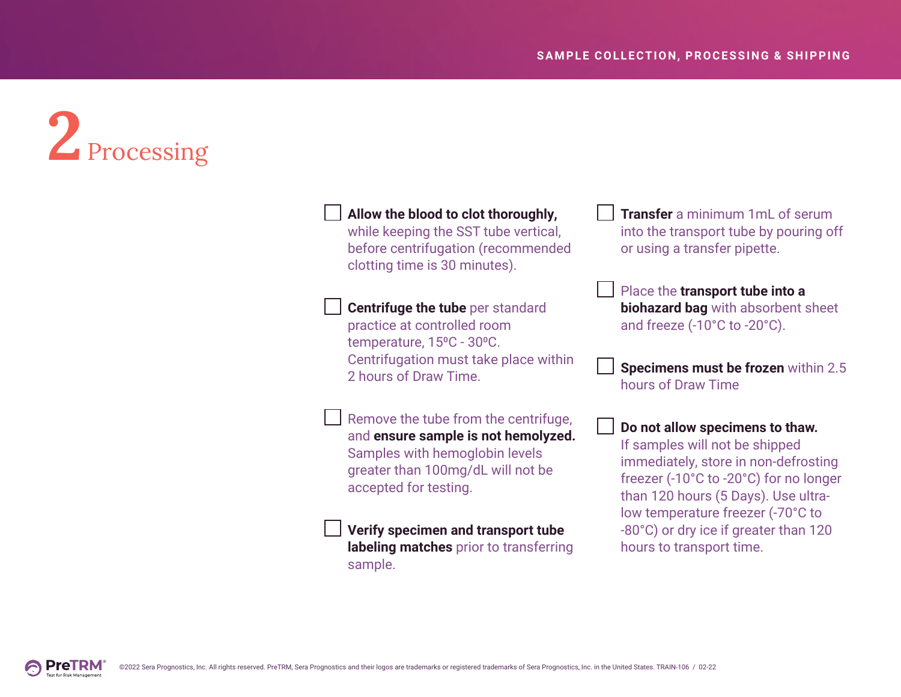# 2 Processing

- [ ] **Allow the blood to clot thoroughly,** while keeping the SST tube vertical, before centrifugation (recommended clotting time is 30 minutes).
- [ ] **Centrifuge the tube** per standard practice at controlled room temperature, 15ºC - 30ºC. Centrifugation must take place within 2 hours of Draw Time.
- [ ] Remove the tube from the centrifuge, and **ensure sample is not hemolyzed.** Samples with hemoglobin levels greater than 100mg/dL will not be accepted for testing.
- [ ] **Verify specimen and transport tube labeling matches** prior to transferring sample.
- [ ] **Transfer** a minimum 1mL of serum into the transport tube by pouring off or using a transfer pipette.
- [ ] Place the **transport tube into a biohazard bag** with absorbent sheet and freeze (-10°C to -20°C).
- [ ] **Specimens must be frozen** within 2.5 hours of Draw Time
- [ ] **Do not allow specimens to thaw.** If samples will not be shipped immediately, store in non-defrosting freezer (-10°C to -20°C) for no longer than 120 hours (5 Days). Use ultra-low temperature freezer (-70°C to -80°C) or dry ice if greater than 120 hours to transport time.

©2022 Sera Prognostics, Inc. All rights reserved. PreTRM, Sera Prognostics and their logos are trademarks or registered trademarks of Sera Prognostics, Inc. in the United States. TRAIN-106 / 02-22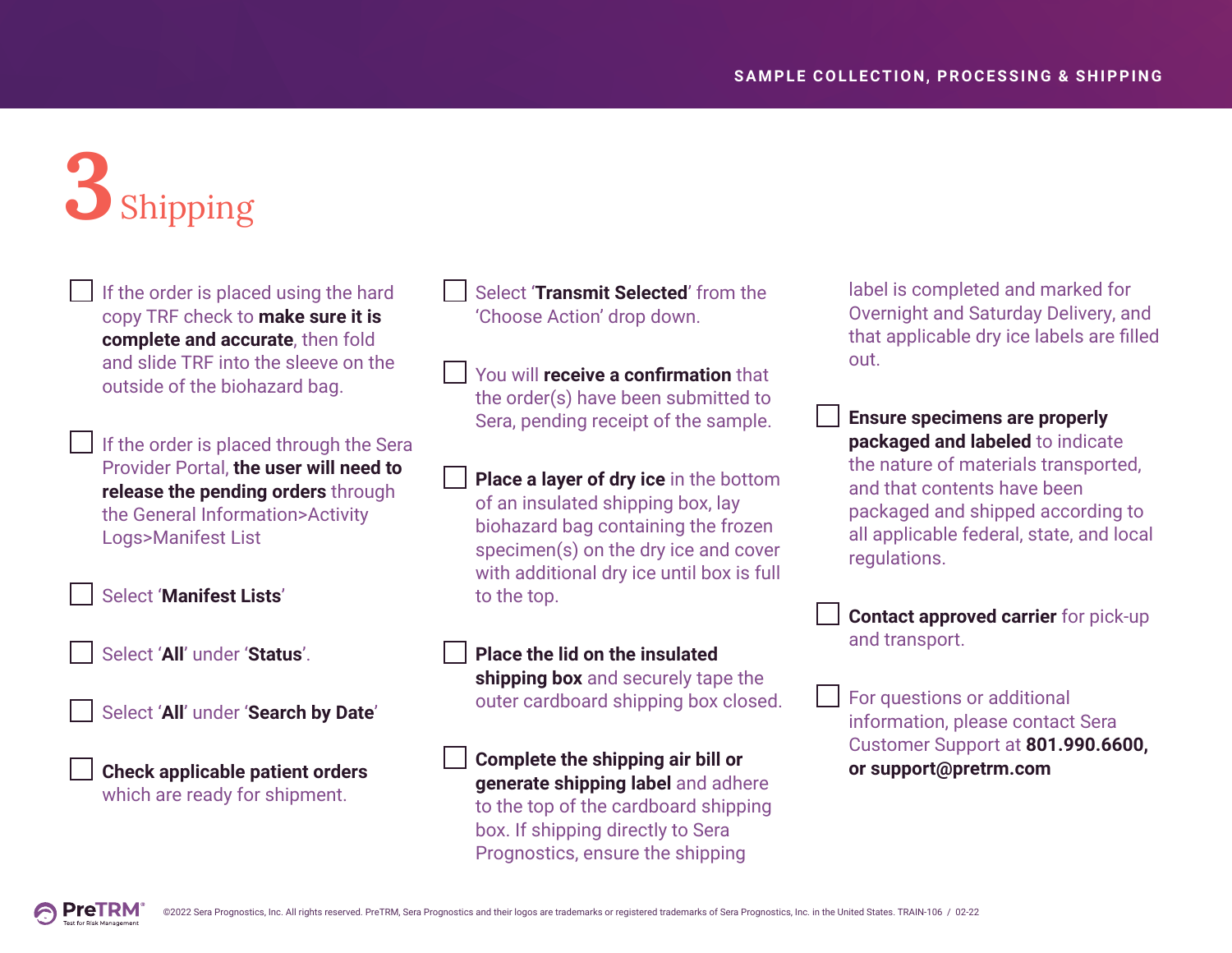# 3 Shipping

- [ ] If the order is placed using the hard copy TRF check to **make sure it is complete and accurate**, then fold and slide TRF into the sleeve on the outside of the biohazard bag.
- [ ] If the order is placed through the Sera Provider Portal, **the user will need to release the pending orders** through the General Information>Activity Logs>Manifest List
- [ ] Select '**Manifest Lists**'
- [ ] Select '**All**' under '**Status**'.
- [ ] Select '**All**' under '**Search by Date**'
- [ ] **Check applicable patient orders** which are ready for shipment.
- [ ] Select '**Transmit Selected**' from the 'Choose Action' drop down.
- [ ] You will **receive a confirmation** that the order(s) have been submitted to Sera, pending receipt of the sample.
- [ ] **Place a layer of dry ice** in the bottom of an insulated shipping box, lay biohazard bag containing the frozen specimen(s) on the dry ice and cover with additional dry ice until box is full to the top.
- [ ] **Place the lid on the insulated shipping box** and securely tape the outer cardboard shipping box closed.
- [ ] **Complete the shipping air bill or generate shipping label** and adhere to the top of the cardboard shipping box. If shipping directly to Sera Prognostics, ensure the shipping label is completed and marked for Overnight and Saturday Delivery, and that applicable dry ice labels are filled out.
- [ ] **Ensure specimens are properly packaged and labeled** to indicate the nature of materials transported, and that contents have been packaged and shipped according to all applicable federal, state, and local regulations.
- [ ] **Contact approved carrier** for pick-up and transport.
- [ ] For questions or additional information, please contact Sera Customer Support at **801.990.6600, or support@pretrm.com**

©2022 Sera Prognostics, Inc. All rights reserved. PreTRM, Sera Prognostics and their logos are trademarks or registered trademarks of Sera Prognostics, Inc. in the United States. TRAIN-106 / 02-22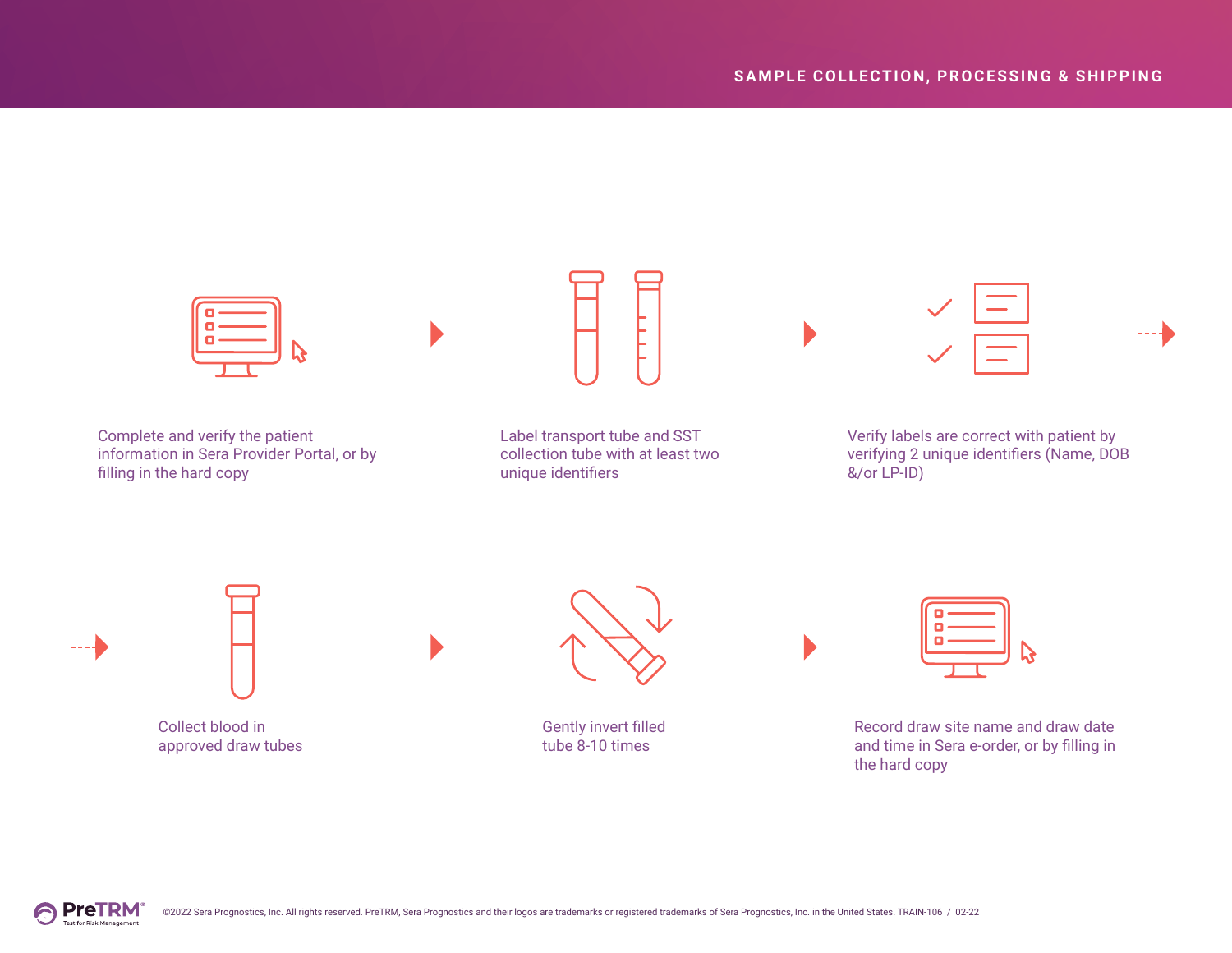## SAMPLE COLLECTION, PROCESSING & SHIPPING

1. Complete and verify the patient information in Sera Provider Portal, or by filling in the hard copy
2. Label transport tube and SST collection tube with at least two unique identifiers
3. Verify labels are correct with patient by verifying 2 unique identifiers (Name, DOB &/or LP-ID)
4. Collect blood in approved draw tubes
5. Gently invert filled tube 8-10 times
6. Record draw site name and draw date and time in Sera e-order, or by filling in the hard copy

©2022 Sera Prognostics, Inc. All rights reserved. PreTRM, Sera Prognostics and their logos are trademarks or registered trademarks of Sera Prognostics, Inc. in the United States. TRAIN-106 / 02-22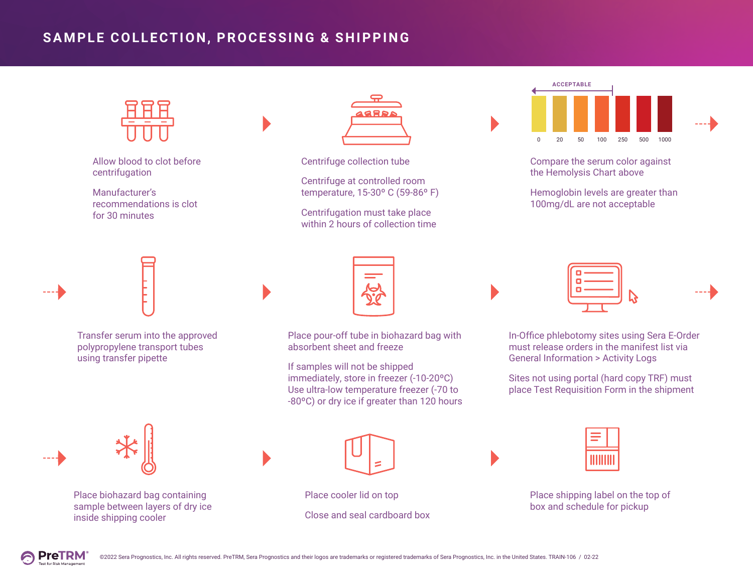# SAMPLE COLLECTION, PROCESSING & SHIPPING

Allow blood to clot before centrifugation

Manufacturer's recommendations is clot for 30 minutes

Centrifuge collection tube

Centrifuge at controlled room temperature, 15-30° C (59-86° F)

Centrifugation must take place within 2 hours of collection time

ACCEPTABLE

0 20 50 100 250 500 1000

Compare the serum color against the Hemolysis Chart above

Hemoglobin levels are greater than 100mg/dL are not acceptable

Transfer serum into the approved polypropylene transport tubes using transfer pipette

Place pour-off tube in biohazard bag with absorbent sheet and freeze

If samples will not be shipped immediately, store in freezer (-10-20°C) Use ultra-low temperature freezer (-70 to -80°C) or dry ice if greater than 120 hours

In-Office phlebotomy sites using Sera E-Order must release orders in the manifest list via General Information > Activity Logs

Sites not using portal (hard copy TRF) must place Test Requisition Form in the shipment

Place biohazard bag containing sample between layers of dry ice inside shipping cooler

Place cooler lid on top

Close and seal cardboard box

Place shipping label on the top of box and schedule for pickup

©2022 Sera Prognostics, Inc. All rights reserved. PreTRM, Sera Prognostics and their logos are trademarks or registered trademarks of Sera Prognostics, Inc. in the United States. TRAIN-106 / 02-22